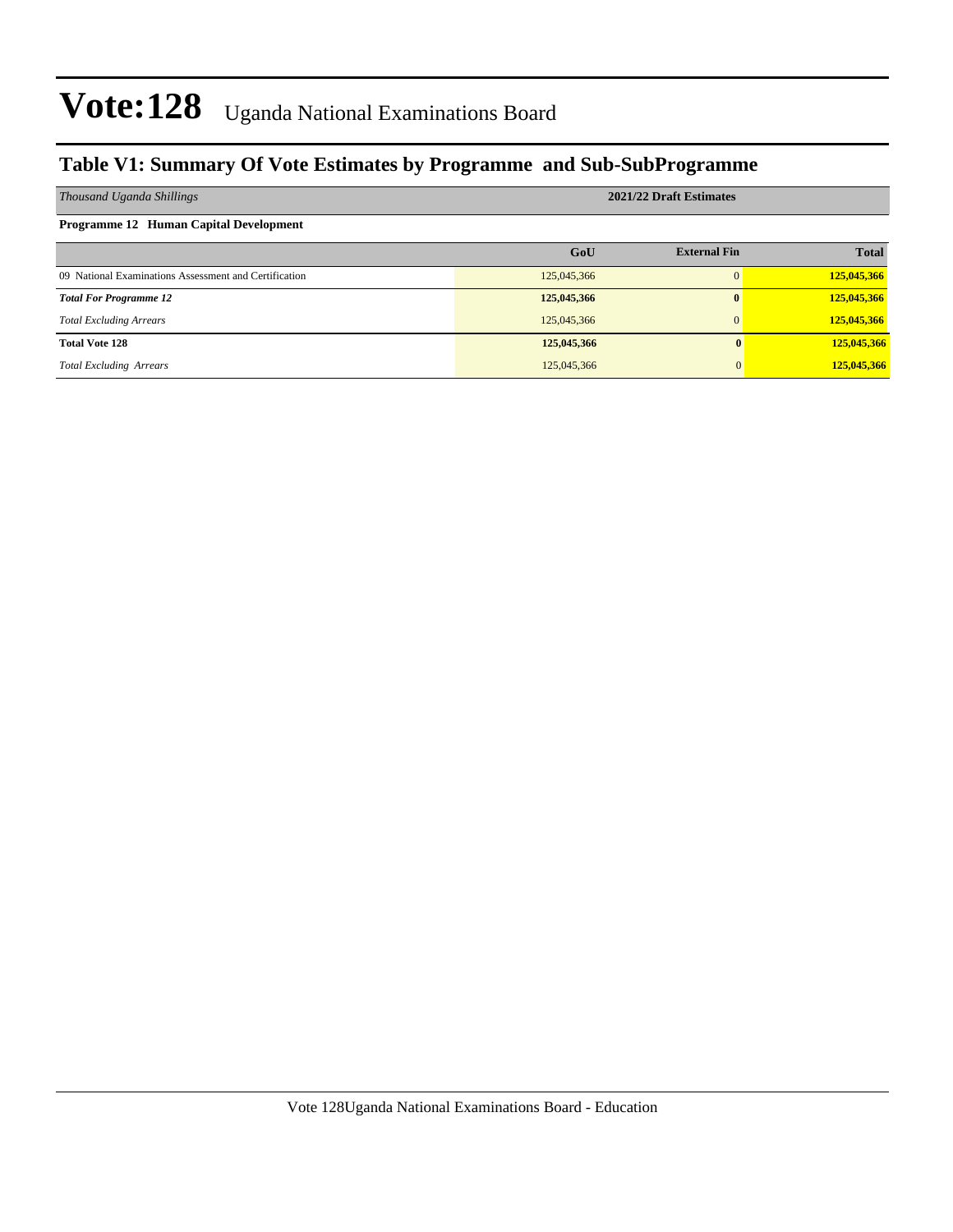# Vote:128 Uganda National Examinations Board

## Table V1: Summary Of Vote Estimates by Programme and Sub-SubProgramme

| *Thousand Uganda Shillings* | 2021/22 Draft Estimates | | |
|---|---|---|---|
| **Programme 12 Human Capital Development** | | | |
| | **GoU** | **External Fin** | **Total** |
| 09 National Examinations Assessment and Certification | 125,045,366 | 0 | **125,045,366** |
| ***Total For Programme 12*** | **125,045,366** | **0** | **125,045,366** |
| *Total Excluding Arrears* | 125,045,366 | 0 | **125,045,366** |
| **Total Vote 128** | **125,045,366** | **0** | **125,045,366** |
| *Total Excluding Arrears* | 125,045,366 | 0 | **125,045,366** |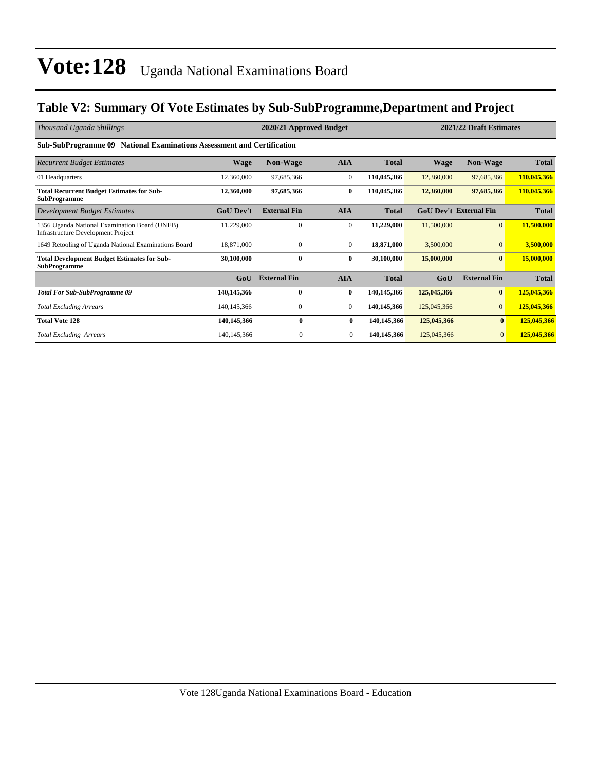# Vote:128 Uganda National Examinations Board

## Table V2: Summary Of Vote Estimates by Sub-SubProgramme,Department and Project

| *Thousand Uganda Shillings* | 2020/21 Approved Budget | | | | 2021/22 Draft Estimates | | |
|---|---|---|---|---|---|---|---|
| **Sub-SubProgramme 09 National Examinations Assessment and Certification** | | | | | | | |
| *Recurrent Budget Estimates* | **Wage** | **Non-Wage** | **AIA** | **Total** | **Wage** | **Non-Wage** | **Total** |
| 01 Headquarters | 12,360,000 | 97,685,366 | 0 | **110,045,366** | 12,360,000 | 97,685,366 | **110,045,366** |
| **Total Recurrent Budget Estimates for Sub-SubProgramme** | **12,360,000** | **97,685,366** | **0** | **110,045,366** | **12,360,000** | **97,685,366** | **110,045,366** |
| *Development Budget Estimates* | **GoU Dev't** | **External Fin** | **AIA** | **Total** | **GoU Dev't** | **External Fin** | **Total** |
| 1356 Uganda National Examination Board (UNEB) Infrastructure Development Project | 11,229,000 | 0 | 0 | **11,229,000** | 11,500,000 | 0 | **11,500,000** |
| 1649 Retooling of Uganda National Examinations Board | 18,871,000 | 0 | 0 | **18,871,000** | 3,500,000 | 0 | **3,500,000** |
| **Total Development Budget Estimates for Sub-SubProgramme** | **30,100,000** | **0** | **0** | **30,100,000** | **15,000,000** | **0** | **15,000,000** |
| | **GoU** | **External Fin** | **AIA** | **Total** | **GoU** | **External Fin** | **Total** |
| ***Total For Sub-SubProgramme 09*** | **140,145,366** | **0** | **0** | **140,145,366** | **125,045,366** | **0** | **125,045,366** |
| *Total Excluding Arrears* | 140,145,366 | 0 | 0 | **140,145,366** | 125,045,366 | 0 | **125,045,366** |
| **Total Vote 128** | **140,145,366** | **0** | **0** | **140,145,366** | **125,045,366** | **0** | **125,045,366** |
| *Total Excluding Arrears* | 140,145,366 | 0 | 0 | **140,145,366** | 125,045,366 | 0 | **125,045,366** |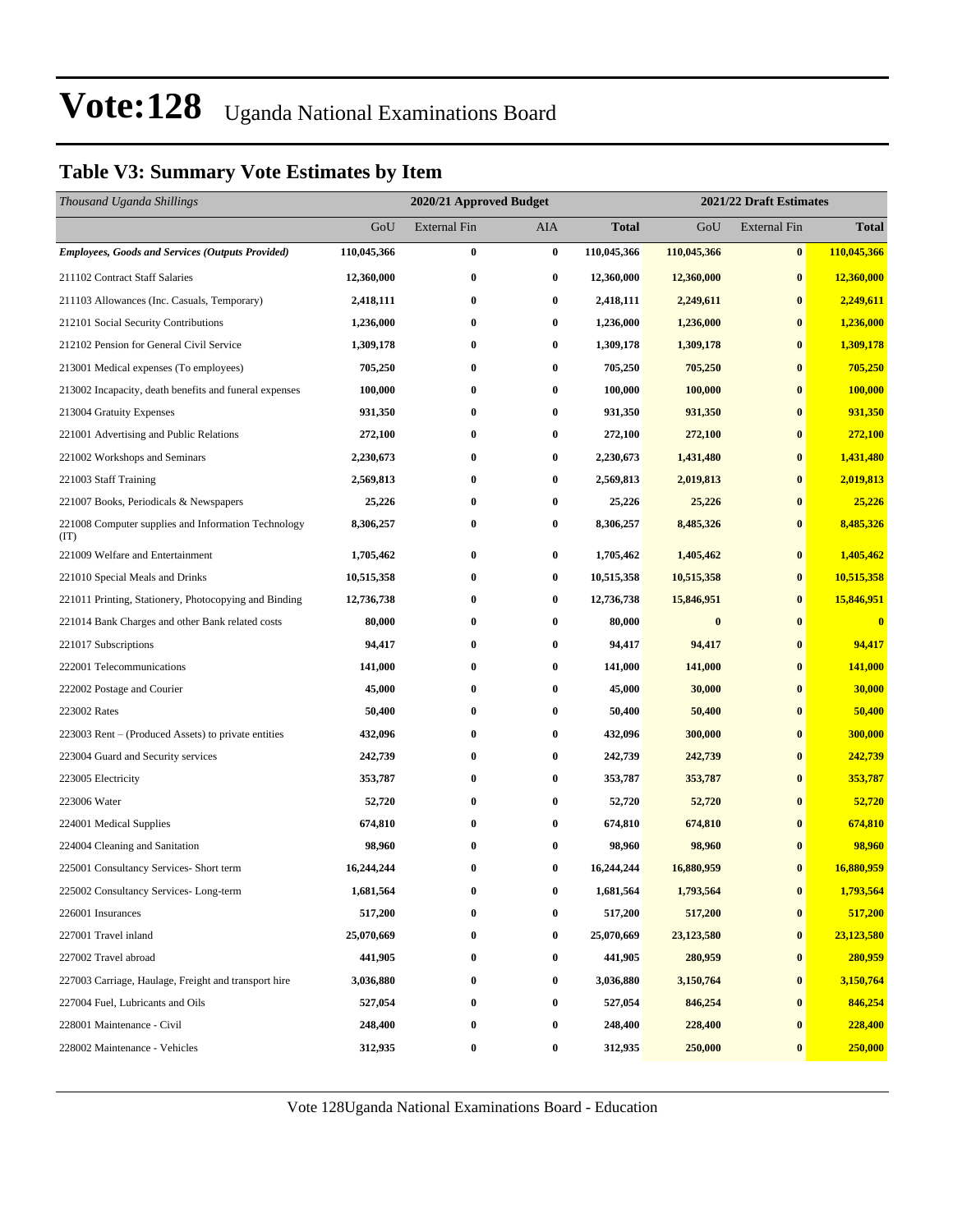# Vote:128 Uganda National Examinations Board

## Table V3: Summary Vote Estimates by Item

| *Thousand Uganda Shillings* | 2020/21 Approved Budget | | | | 2021/22 Draft Estimates | | |
|---|---|---|---|---|---|---|---|
| | GoU | External Fin | AIA | Total | GoU | External Fin | Total |
| ***Employees, Goods and Services (Outputs Provided)*** | **110,045,366** | **0** | **0** | **110,045,366** | **110,045,366** | **0** | **110,045,366** |
| 211102 Contract Staff Salaries | **12,360,000** | **0** | **0** | **12,360,000** | **12,360,000** | **0** | **12,360,000** |
| 211103 Allowances (Inc. Casuals, Temporary) | **2,418,111** | **0** | **0** | **2,418,111** | **2,249,611** | **0** | **2,249,611** |
| 212101 Social Security Contributions | **1,236,000** | **0** | **0** | **1,236,000** | **1,236,000** | **0** | **1,236,000** |
| 212102 Pension for General Civil Service | **1,309,178** | **0** | **0** | **1,309,178** | **1,309,178** | **0** | **1,309,178** |
| 213001 Medical expenses (To employees) | **705,250** | **0** | **0** | **705,250** | **705,250** | **0** | **705,250** |
| 213002 Incapacity, death benefits and funeral expenses | **100,000** | **0** | **0** | **100,000** | **100,000** | **0** | **100,000** |
| 213004 Gratuity Expenses | **931,350** | **0** | **0** | **931,350** | **931,350** | **0** | **931,350** |
| 221001 Advertising and Public Relations | **272,100** | **0** | **0** | **272,100** | **272,100** | **0** | **272,100** |
| 221002 Workshops and Seminars | **2,230,673** | **0** | **0** | **2,230,673** | **1,431,480** | **0** | **1,431,480** |
| 221003 Staff Training | **2,569,813** | **0** | **0** | **2,569,813** | **2,019,813** | **0** | **2,019,813** |
| 221007 Books, Periodicals & Newspapers | **25,226** | **0** | **0** | **25,226** | **25,226** | **0** | **25,226** |
| 221008 Computer supplies and Information Technology (IT) | **8,306,257** | **0** | **0** | **8,306,257** | **8,485,326** | **0** | **8,485,326** |
| 221009 Welfare and Entertainment | **1,705,462** | **0** | **0** | **1,705,462** | **1,405,462** | **0** | **1,405,462** |
| 221010 Special Meals and Drinks | **10,515,358** | **0** | **0** | **10,515,358** | **10,515,358** | **0** | **10,515,358** |
| 221011 Printing, Stationery, Photocopying and Binding | **12,736,738** | **0** | **0** | **12,736,738** | **15,846,951** | **0** | **15,846,951** |
| 221014 Bank Charges and other Bank related costs | **80,000** | **0** | **0** | **80,000** | **0** | **0** | **0** |
| 221017 Subscriptions | **94,417** | **0** | **0** | **94,417** | **94,417** | **0** | **94,417** |
| 222001 Telecommunications | **141,000** | **0** | **0** | **141,000** | **141,000** | **0** | **141,000** |
| 222002 Postage and Courier | **45,000** | **0** | **0** | **45,000** | **30,000** | **0** | **30,000** |
| 223002 Rates | **50,400** | **0** | **0** | **50,400** | **50,400** | **0** | **50,400** |
| 223003 Rent – (Produced Assets) to private entities | **432,096** | **0** | **0** | **432,096** | **300,000** | **0** | **300,000** |
| 223004 Guard and Security services | **242,739** | **0** | **0** | **242,739** | **242,739** | **0** | **242,739** |
| 223005 Electricity | **353,787** | **0** | **0** | **353,787** | **353,787** | **0** | **353,787** |
| 223006 Water | **52,720** | **0** | **0** | **52,720** | **52,720** | **0** | **52,720** |
| 224001 Medical Supplies | **674,810** | **0** | **0** | **674,810** | **674,810** | **0** | **674,810** |
| 224004 Cleaning and Sanitation | **98,960** | **0** | **0** | **98,960** | **98,960** | **0** | **98,960** |
| 225001 Consultancy Services- Short term | **16,244,244** | **0** | **0** | **16,244,244** | **16,880,959** | **0** | **16,880,959** |
| 225002 Consultancy Services- Long-term | **1,681,564** | **0** | **0** | **1,681,564** | **1,793,564** | **0** | **1,793,564** |
| 226001 Insurances | **517,200** | **0** | **0** | **517,200** | **517,200** | **0** | **517,200** |
| 227001 Travel inland | **25,070,669** | **0** | **0** | **25,070,669** | **23,123,580** | **0** | **23,123,580** |
| 227002 Travel abroad | **441,905** | **0** | **0** | **441,905** | **280,959** | **0** | **280,959** |
| 227003 Carriage, Haulage, Freight and transport hire | **3,036,880** | **0** | **0** | **3,036,880** | **3,150,764** | **0** | **3,150,764** |
| 227004 Fuel, Lubricants and Oils | **527,054** | **0** | **0** | **527,054** | **846,254** | **0** | **846,254** |
| 228001 Maintenance - Civil | **248,400** | **0** | **0** | **248,400** | **228,400** | **0** | **228,400** |
| 228002 Maintenance - Vehicles | **312,935** | **0** | **0** | **312,935** | **250,000** | **0** | **250,000** |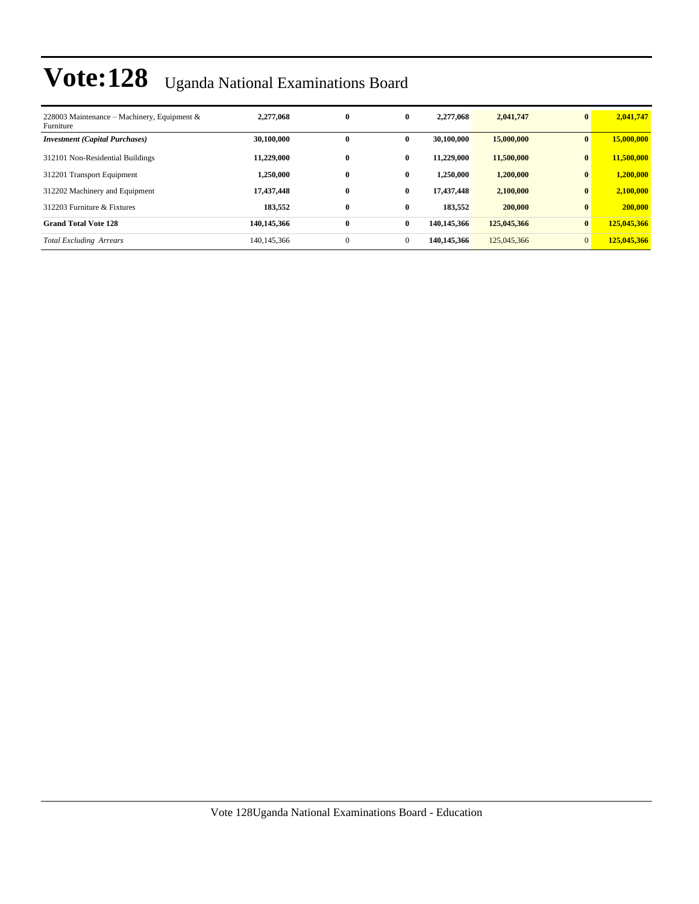# Vote:128 Uganda National Examinations Board

| | | | | | | | |
|---|---|---|---|---|---|---|---|
| 228003 Maintenance – Machinery, Equipment & Furniture | **2,277,068** | **0** | **0** | **2,277,068** | **2,041,747** | **0** | **2,041,747** |
| ***Investment (Capital Purchases)*** | **30,100,000** | **0** | **0** | **30,100,000** | **15,000,000** | **0** | **15,000,000** |
| 312101 Non-Residential Buildings | **11,229,000** | **0** | **0** | **11,229,000** | **11,500,000** | **0** | **11,500,000** |
| 312201 Transport Equipment | **1,250,000** | **0** | **0** | **1,250,000** | **1,200,000** | **0** | **1,200,000** |
| 312202 Machinery and Equipment | **17,437,448** | **0** | **0** | **17,437,448** | **2,100,000** | **0** | **2,100,000** |
| 312203 Furniture & Fixtures | **183,552** | **0** | **0** | **183,552** | **200,000** | **0** | **200,000** |
| **Grand Total Vote 128** | **140,145,366** | **0** | **0** | **140,145,366** | **125,045,366** | **0** | **125,045,366** |
| *Total Excluding Arrears* | 140,145,366 | 0 | 0 | **140,145,366** | 125,045,366 | 0 | **125,045,366** |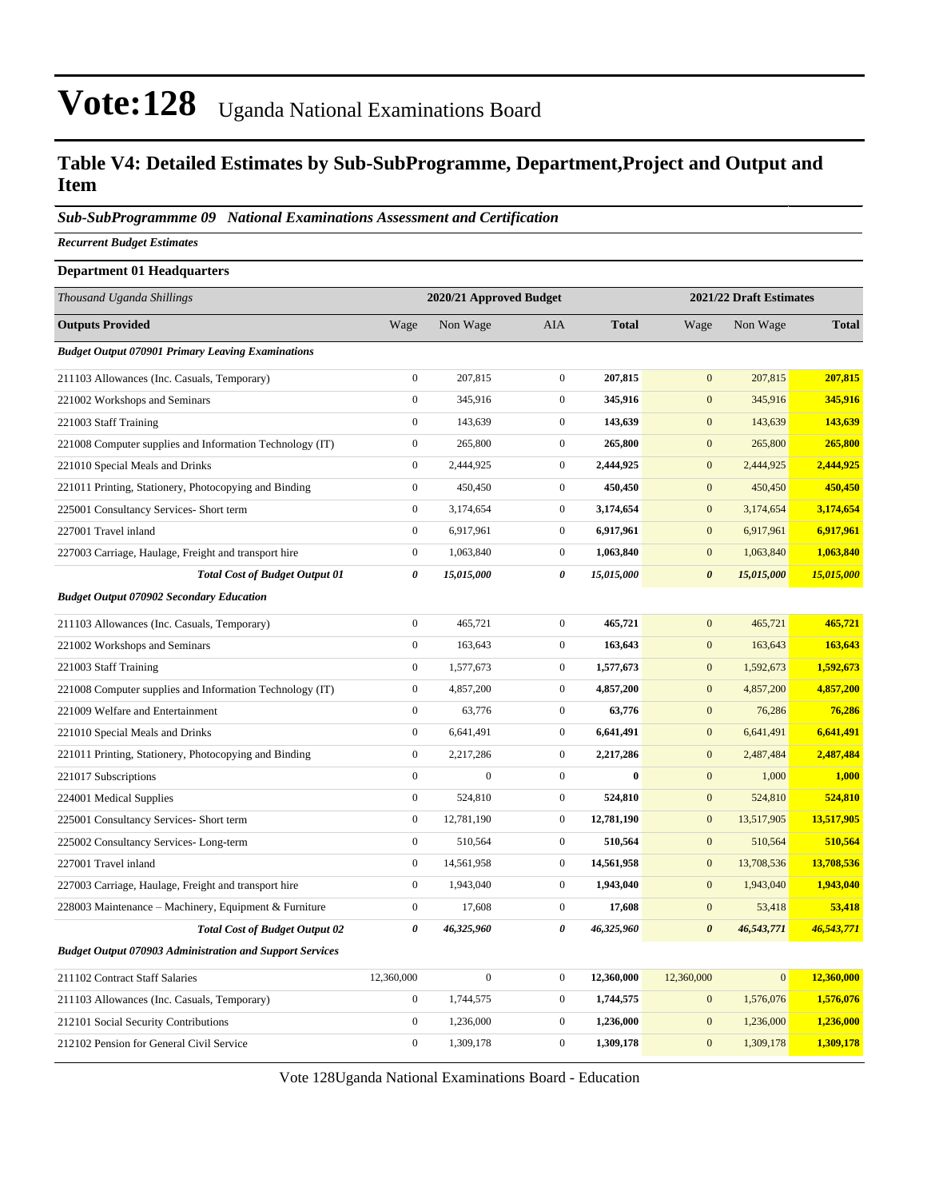# Vote:128 Uganda National Examinations Board

## Table V4: Detailed Estimates by Sub-SubProgramme, Department,Project and Output and Item

### *Sub-SubProgrammme 09 National Examinations Assessment and Certification*

***Recurrent Budget Estimates***

**Department 01 Headquarters**

| *Thousand Uganda Shillings* | 2020/21 Approved Budget | | | | 2021/22 Draft Estimates | | |
|---|---|---|---|---|---|---|---|
| **Outputs Provided** | Wage | Non Wage | AIA | **Total** | Wage | Non Wage | **Total** |
| ***Budget Output 070901 Primary Leaving Examinations*** | | | | | | | |
| 211103 Allowances (Inc. Casuals, Temporary) | 0 | 207,815 | 0 | **207,815** | 0 | 207,815 | **207,815** |
| 221002 Workshops and Seminars | 0 | 345,916 | 0 | **345,916** | 0 | 345,916 | **345,916** |
| 221003 Staff Training | 0 | 143,639 | 0 | **143,639** | 0 | 143,639 | **143,639** |
| 221008 Computer supplies and Information Technology (IT) | 0 | 265,800 | 0 | **265,800** | 0 | 265,800 | **265,800** |
| 221010 Special Meals and Drinks | 0 | 2,444,925 | 0 | **2,444,925** | 0 | 2,444,925 | **2,444,925** |
| 221011 Printing, Stationery, Photocopying and Binding | 0 | 450,450 | 0 | **450,450** | 0 | 450,450 | **450,450** |
| 225001 Consultancy Services- Short term | 0 | 3,174,654 | 0 | **3,174,654** | 0 | 3,174,654 | **3,174,654** |
| 227001 Travel inland | 0 | 6,917,961 | 0 | **6,917,961** | 0 | 6,917,961 | **6,917,961** |
| 227003 Carriage, Haulage, Freight and transport hire | 0 | 1,063,840 | 0 | **1,063,840** | 0 | 1,063,840 | **1,063,840** |
| ***Total Cost of Budget Output 01*** | ***0*** | ***15,015,000*** | ***0*** | ***15,015,000*** | ***0*** | ***15,015,000*** | ***15,015,000*** |
| ***Budget Output 070902 Secondary Education*** | | | | | | | |
| 211103 Allowances (Inc. Casuals, Temporary) | 0 | 465,721 | 0 | **465,721** | 0 | 465,721 | **465,721** |
| 221002 Workshops and Seminars | 0 | 163,643 | 0 | **163,643** | 0 | 163,643 | **163,643** |
| 221003 Staff Training | 0 | 1,577,673 | 0 | **1,577,673** | 0 | 1,592,673 | **1,592,673** |
| 221008 Computer supplies and Information Technology (IT) | 0 | 4,857,200 | 0 | **4,857,200** | 0 | 4,857,200 | **4,857,200** |
| 221009 Welfare and Entertainment | 0 | 63,776 | 0 | **63,776** | 0 | 76,286 | **76,286** |
| 221010 Special Meals and Drinks | 0 | 6,641,491 | 0 | **6,641,491** | 0 | 6,641,491 | **6,641,491** |
| 221011 Printing, Stationery, Photocopying and Binding | 0 | 2,217,286 | 0 | **2,217,286** | 0 | 2,487,484 | **2,487,484** |
| 221017 Subscriptions | 0 | 0 | 0 | **0** | 0 | 1,000 | **1,000** |
| 224001 Medical Supplies | 0 | 524,810 | 0 | **524,810** | 0 | 524,810 | **524,810** |
| 225001 Consultancy Services- Short term | 0 | 12,781,190 | 0 | **12,781,190** | 0 | 13,517,905 | **13,517,905** |
| 225002 Consultancy Services- Long-term | 0 | 510,564 | 0 | **510,564** | 0 | 510,564 | **510,564** |
| 227001 Travel inland | 0 | 14,561,958 | 0 | **14,561,958** | 0 | 13,708,536 | **13,708,536** |
| 227003 Carriage, Haulage, Freight and transport hire | 0 | 1,943,040 | 0 | **1,943,040** | 0 | 1,943,040 | **1,943,040** |
| 228003 Maintenance – Machinery, Equipment & Furniture | 0 | 17,608 | 0 | **17,608** | 0 | 53,418 | **53,418** |
| ***Total Cost of Budget Output 02*** | ***0*** | ***46,325,960*** | ***0*** | ***46,325,960*** | ***0*** | ***46,543,771*** | ***46,543,771*** |
| ***Budget Output 070903 Administration and Support Services*** | | | | | | | |
| 211102 Contract Staff Salaries | 12,360,000 | 0 | 0 | **12,360,000** | 12,360,000 | 0 | **12,360,000** |
| 211103 Allowances (Inc. Casuals, Temporary) | 0 | 1,744,575 | 0 | **1,744,575** | 0 | 1,576,076 | **1,576,076** |
| 212101 Social Security Contributions | 0 | 1,236,000 | 0 | **1,236,000** | 0 | 1,236,000 | **1,236,000** |
| 212102 Pension for General Civil Service | 0 | 1,309,178 | 0 | **1,309,178** | 0 | 1,309,178 | **1,309,178** |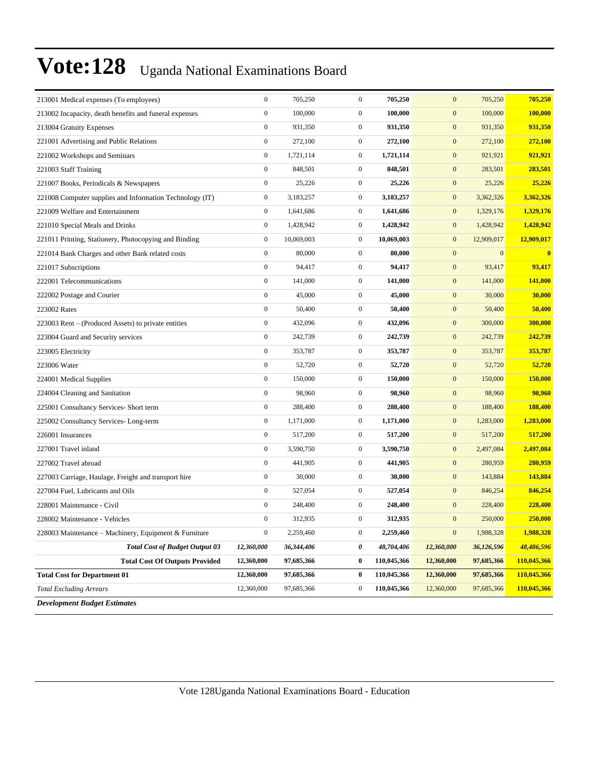# Vote:128 Uganda National Examinations Board

| | | | | | | | |
|---|---|---|---|---|---|---|---|
| 213001 Medical expenses (To employees) | 0 | 705,250 | 0 | **705,250** | 0 | 705,250 | **705,250** |
| 213002 Incapacity, death benefits and funeral expenses | 0 | 100,000 | 0 | **100,000** | 0 | 100,000 | **100,000** |
| 213004 Gratuity Expenses | 0 | 931,350 | 0 | **931,350** | 0 | 931,350 | **931,350** |
| 221001 Advertising and Public Relations | 0 | 272,100 | 0 | **272,100** | 0 | 272,100 | **272,100** |
| 221002 Workshops and Seminars | 0 | 1,721,114 | 0 | **1,721,114** | 0 | 921,921 | **921,921** |
| 221003 Staff Training | 0 | 848,501 | 0 | **848,501** | 0 | 283,501 | **283,501** |
| 221007 Books, Periodicals & Newspapers | 0 | 25,226 | 0 | **25,226** | 0 | 25,226 | **25,226** |
| 221008 Computer supplies and Information Technology (IT) | 0 | 3,183,257 | 0 | **3,183,257** | 0 | 3,362,326 | **3,362,326** |
| 221009 Welfare and Entertainment | 0 | 1,641,686 | 0 | **1,641,686** | 0 | 1,329,176 | **1,329,176** |
| 221010 Special Meals and Drinks | 0 | 1,428,942 | 0 | **1,428,942** | 0 | 1,428,942 | **1,428,942** |
| 221011 Printing, Stationery, Photocopying and Binding | 0 | 10,069,003 | 0 | **10,069,003** | 0 | 12,909,017 | **12,909,017** |
| 221014 Bank Charges and other Bank related costs | 0 | 80,000 | 0 | **80,000** | 0 | 0 | **0** |
| 221017 Subscriptions | 0 | 94,417 | 0 | **94,417** | 0 | 93,417 | **93,417** |
| 222001 Telecommunications | 0 | 141,000 | 0 | **141,000** | 0 | 141,000 | **141,000** |
| 222002 Postage and Courier | 0 | 45,000 | 0 | **45,000** | 0 | 30,000 | **30,000** |
| 223002 Rates | 0 | 50,400 | 0 | **50,400** | 0 | 50,400 | **50,400** |
| 223003 Rent – (Produced Assets) to private entities | 0 | 432,096 | 0 | **432,096** | 0 | 300,000 | **300,000** |
| 223004 Guard and Security services | 0 | 242,739 | 0 | **242,739** | 0 | 242,739 | **242,739** |
| 223005 Electricity | 0 | 353,787 | 0 | **353,787** | 0 | 353,787 | **353,787** |
| 223006 Water | 0 | 52,720 | 0 | **52,720** | 0 | 52,720 | **52,720** |
| 224001 Medical Supplies | 0 | 150,000 | 0 | **150,000** | 0 | 150,000 | **150,000** |
| 224004 Cleaning and Sanitation | 0 | 98,960 | 0 | **98,960** | 0 | 98,960 | **98,960** |
| 225001 Consultancy Services- Short term | 0 | 288,400 | 0 | **288,400** | 0 | 188,400 | **188,400** |
| 225002 Consultancy Services- Long-term | 0 | 1,171,000 | 0 | **1,171,000** | 0 | 1,283,000 | **1,283,000** |
| 226001 Insurances | 0 | 517,200 | 0 | **517,200** | 0 | 517,200 | **517,200** |
| 227001 Travel inland | 0 | 3,590,750 | 0 | **3,590,750** | 0 | 2,497,084 | **2,497,084** |
| 227002 Travel abroad | 0 | 441,905 | 0 | **441,905** | 0 | 280,959 | **280,959** |
| 227003 Carriage, Haulage, Freight and transport hire | 0 | 30,000 | 0 | **30,000** | 0 | 143,884 | **143,884** |
| 227004 Fuel, Lubricants and Oils | 0 | 527,054 | 0 | **527,054** | 0 | 846,254 | **846,254** |
| 228001 Maintenance - Civil | 0 | 248,400 | 0 | **248,400** | 0 | 228,400 | **228,400** |
| 228002 Maintenance - Vehicles | 0 | 312,935 | 0 | **312,935** | 0 | 250,000 | **250,000** |
| 228003 Maintenance – Machinery, Equipment & Furniture | 0 | 2,259,460 | 0 | **2,259,460** | 0 | 1,988,328 | **1,988,328** |
| ***Total Cost of Budget Output 03*** | ***12,360,000*** | ***36,344,406*** | ***0*** | ***48,704,406*** | ***12,360,000*** | ***36,126,596*** | ***48,486,596*** |
| **Total Cost Of Outputs Provided** | **12,360,000** | **97,685,366** | **0** | **110,045,366** | **12,360,000** | **97,685,366** | **110,045,366** |
| **Total Cost for Department 01** | **12,360,000** | **97,685,366** | **0** | **110,045,366** | **12,360,000** | **97,685,366** | **110,045,366** |
| *Total Excluding Arrears* | 12,360,000 | 97,685,366 | 0 | **110,045,366** | 12,360,000 | 97,685,366 | **110,045,366** |

***Development Budget Estimates***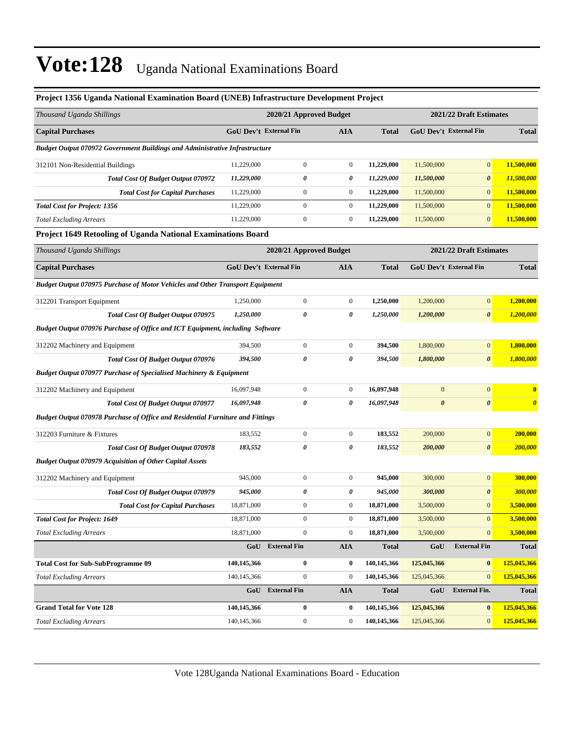# Vote:128 Uganda National Examinations Board

### Project 1356 Uganda National Examination Board (UNEB) Infrastructure Development Project

| Thousand Uganda Shillings | 2020/21 Approved Budget | | | | 2021/22 Draft Estimates | | |
|---|---|---|---|---|---|---|---|
| **Capital Purchases** | **GoU Dev't** | **External Fin** | **AIA** | **Total** | **GoU Dev't** | **External Fin** | **Total** |
| ***Budget Output 070972 Government Buildings and Administrative Infrastructure*** | | | | | | | |
| 312101 Non-Residential Buildings | 11,229,000 | 0 | 0 | **11,229,000** | 11,500,000 | 0 | **11,500,000** |
| ***Total Cost Of Budget Output 070972*** | ***11,229,000*** | ***0*** | ***0*** | ***11,229,000*** | ***11,500,000*** | ***0*** | ***11,500,000*** |
| ***Total Cost for Capital Purchases*** | 11,229,000 | 0 | 0 | **11,229,000** | 11,500,000 | 0 | **11,500,000** |
| ***Total Cost for Project: 1356*** | 11,229,000 | 0 | 0 | **11,229,000** | 11,500,000 | 0 | **11,500,000** |
| *Total Excluding Arrears* | 11,229,000 | 0 | 0 | **11,229,000** | 11,500,000 | 0 | **11,500,000** |

### Project 1649 Retooling of Uganda National Examinations Board

| Thousand Uganda Shillings | 2020/21 Approved Budget | | | | 2021/22 Draft Estimates | | |
|---|---|---|---|---|---|---|---|
| **Capital Purchases** | **GoU Dev't** | **External Fin** | **AIA** | **Total** | **GoU Dev't** | **External Fin** | **Total** |
| ***Budget Output 070975 Purchase of Motor Vehicles and Other Transport Equipment*** | | | | | | | |
| 312201 Transport Equipment | 1,250,000 | 0 | 0 | **1,250,000** | 1,200,000 | 0 | **1,200,000** |
| ***Total Cost Of Budget Output 070975*** | ***1,250,000*** | ***0*** | ***0*** | ***1,250,000*** | ***1,200,000*** | ***0*** | ***1,200,000*** |
| ***Budget Output 070976 Purchase of Office and ICT Equipment, including Software*** | | | | | | | |
| 312202 Machinery and Equipment | 394,500 | 0 | 0 | **394,500** | 1,800,000 | 0 | **1,800,000** |
| ***Total Cost Of Budget Output 070976*** | ***394,500*** | ***0*** | ***0*** | ***394,500*** | ***1,800,000*** | ***0*** | ***1,800,000*** |
| ***Budget Output 070977 Purchase of Specialised Machinery & Equipment*** | | | | | | | |
| 312202 Machinery and Equipment | 16,097,948 | 0 | 0 | **16,097,948** | 0 | 0 | **0** |
| ***Total Cost Of Budget Output 070977*** | ***16,097,948*** | ***0*** | ***0*** | ***16,097,948*** | ***0*** | ***0*** | ***0*** |
| ***Budget Output 070978 Purchase of Office and Residential Furniture and Fittings*** | | | | | | | |
| 312203 Furniture & Fixtures | 183,552 | 0 | 0 | **183,552** | 200,000 | 0 | **200,000** |
| ***Total Cost Of Budget Output 070978*** | ***183,552*** | ***0*** | ***0*** | ***183,552*** | ***200,000*** | ***0*** | ***200,000*** |
| ***Budget Output 070979 Acquisition of Other Capital Assets*** | | | | | | | |
| 312202 Machinery and Equipment | 945,000 | 0 | 0 | **945,000** | 300,000 | 0 | **300,000** |
| ***Total Cost Of Budget Output 070979*** | ***945,000*** | ***0*** | ***0*** | ***945,000*** | ***300,000*** | ***0*** | ***300,000*** |
| ***Total Cost for Capital Purchases*** | 18,871,000 | 0 | 0 | **18,871,000** | 3,500,000 | 0 | **3,500,000** |
| ***Total Cost for Project: 1649*** | 18,871,000 | 0 | 0 | **18,871,000** | 3,500,000 | 0 | **3,500,000** |
| *Total Excluding Arrears* | 18,871,000 | 0 | 0 | **18,871,000** | 3,500,000 | 0 | **3,500,000** |
| | **GoU** | **External Fin** | **AIA** | **Total** | **GoU** | **External Fin** | **Total** |
| **Total Cost for Sub-SubProgramme 09** | **140,145,366** | **0** | **0** | **140,145,366** | **125,045,366** | **0** | **125,045,366** |
| *Total Excluding Arrears* | 140,145,366 | 0 | 0 | **140,145,366** | 125,045,366 | 0 | **125,045,366** |
| | **GoU** | **External Fin** | **AIA** | **Total** | **GoU** | **External Fin.** | **Total** |
| **Grand Total for Vote 128** | **140,145,366** | **0** | **0** | **140,145,366** | **125,045,366** | **0** | **125,045,366** |
| *Total Excluding Arrears* | 140,145,366 | 0 | 0 | **140,145,366** | 125,045,366 | 0 | **125,045,366** |